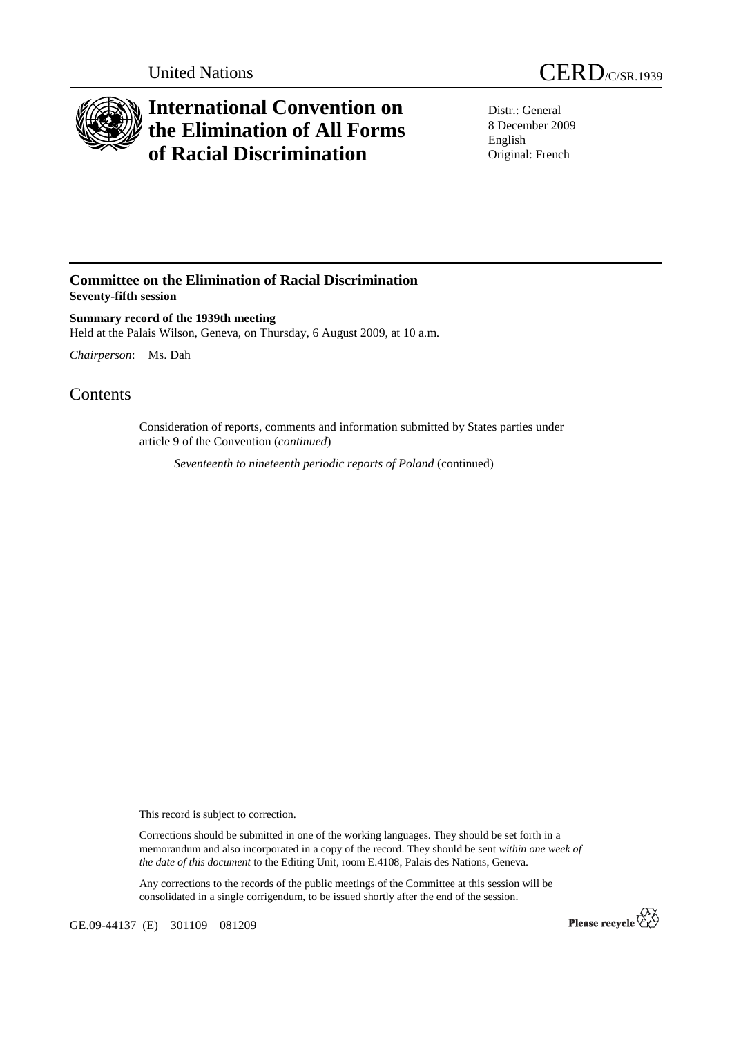United Nations

CERD/C/SR.1939

# International Convention on the Elimination of All Forms of Racial Discrimination

Distr.: General
8 December 2009
English
Original: French

## Committee on the Elimination of Racial Discrimination
**Seventy-fifth session**

**Summary record of the 1939th meeting**
Held at the Palais Wilson, Geneva, on Thursday, 6 August 2009, at 10 a.m.

*Chairperson*: Ms. Dah

# Contents

Consideration of reports, comments and information submitted by States parties under article 9 of the Convention (*continued*)

*Seventeenth to nineteenth periodic reports of Poland* (continued)

This record is subject to correction.

Corrections should be submitted in one of the working languages. They should be set forth in a memorandum and also incorporated in a copy of the record. They should be sent *within one week of the date of this document* to the Editing Unit, room E.4108, Palais des Nations, Geneva.

Any corrections to the records of the public meetings of the Committee at this session will be consolidated in a single corrigendum, to be issued shortly after the end of the session.

GE.09-44137 (E) 301109 081209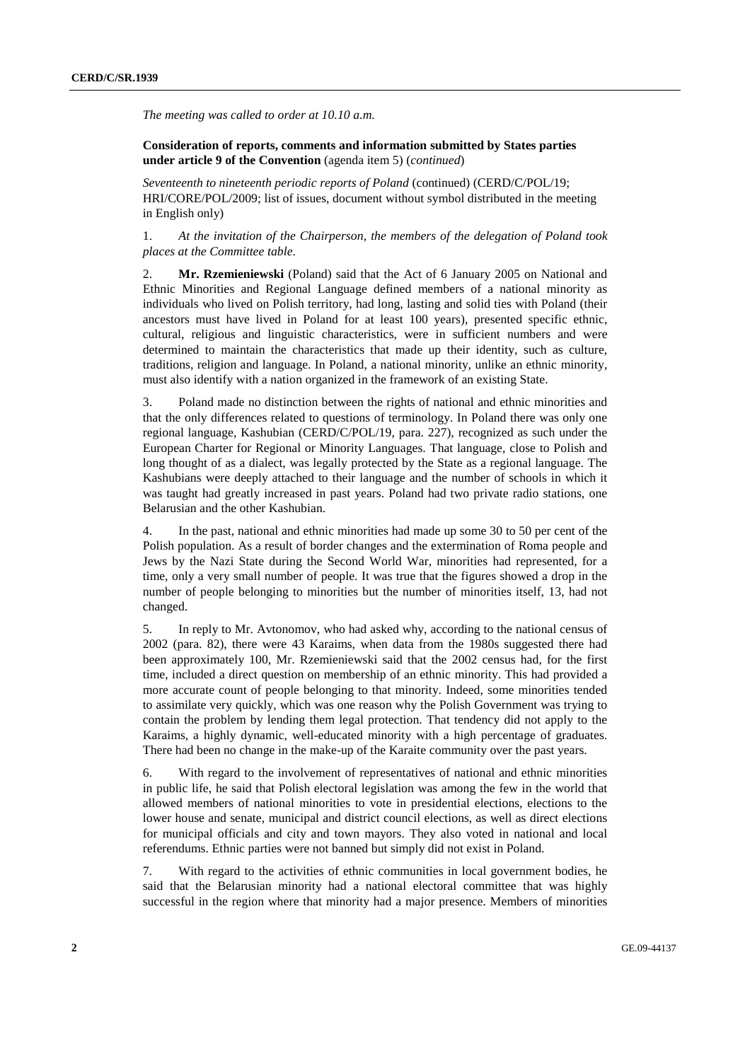*The meeting was called to order at 10.10 a.m.*

**Consideration of reports, comments and information submitted by States parties under article 9 of the Convention** (agenda item 5) (*continued*)

*Seventeenth to nineteenth periodic reports of Poland* (continued) (CERD/C/POL/19; HRI/CORE/POL/2009; list of issues, document without symbol distributed in the meeting in English only)

1. *At the invitation of the Chairperson, the members of the delegation of Poland took places at the Committee table*.

2. **Mr. Rzemieniewski** (Poland) said that the Act of 6 January 2005 on National and Ethnic Minorities and Regional Language defined members of a national minority as individuals who lived on Polish territory, had long, lasting and solid ties with Poland (their ancestors must have lived in Poland for at least 100 years), presented specific ethnic, cultural, religious and linguistic characteristics, were in sufficient numbers and were determined to maintain the characteristics that made up their identity, such as culture, traditions, religion and language. In Poland, a national minority, unlike an ethnic minority, must also identify with a nation organized in the framework of an existing State.

3. Poland made no distinction between the rights of national and ethnic minorities and that the only differences related to questions of terminology. In Poland there was only one regional language, Kashubian (CERD/C/POL/19, para. 227), recognized as such under the European Charter for Regional or Minority Languages. That language, close to Polish and long thought of as a dialect, was legally protected by the State as a regional language. The Kashubians were deeply attached to their language and the number of schools in which it was taught had greatly increased in past years. Poland had two private radio stations, one Belarusian and the other Kashubian.

4. In the past, national and ethnic minorities had made up some 30 to 50 per cent of the Polish population. As a result of border changes and the extermination of Roma people and Jews by the Nazi State during the Second World War, minorities had represented, for a time, only a very small number of people. It was true that the figures showed a drop in the number of people belonging to minorities but the number of minorities itself, 13, had not changed.

5. In reply to Mr. Avtonomov, who had asked why, according to the national census of 2002 (para. 82), there were 43 Karaims, when data from the 1980s suggested there had been approximately 100, Mr. Rzemieniewski said that the 2002 census had, for the first time, included a direct question on membership of an ethnic minority. This had provided a more accurate count of people belonging to that minority. Indeed, some minorities tended to assimilate very quickly, which was one reason why the Polish Government was trying to contain the problem by lending them legal protection. That tendency did not apply to the Karaims, a highly dynamic, well-educated minority with a high percentage of graduates. There had been no change in the make-up of the Karaite community over the past years.

6. With regard to the involvement of representatives of national and ethnic minorities in public life, he said that Polish electoral legislation was among the few in the world that allowed members of national minorities to vote in presidential elections, elections to the lower house and senate, municipal and district council elections, as well as direct elections for municipal officials and city and town mayors. They also voted in national and local referendums. Ethnic parties were not banned but simply did not exist in Poland.

7. With regard to the activities of ethnic communities in local government bodies, he said that the Belarusian minority had a national electoral committee that was highly successful in the region where that minority had a major presence. Members of minorities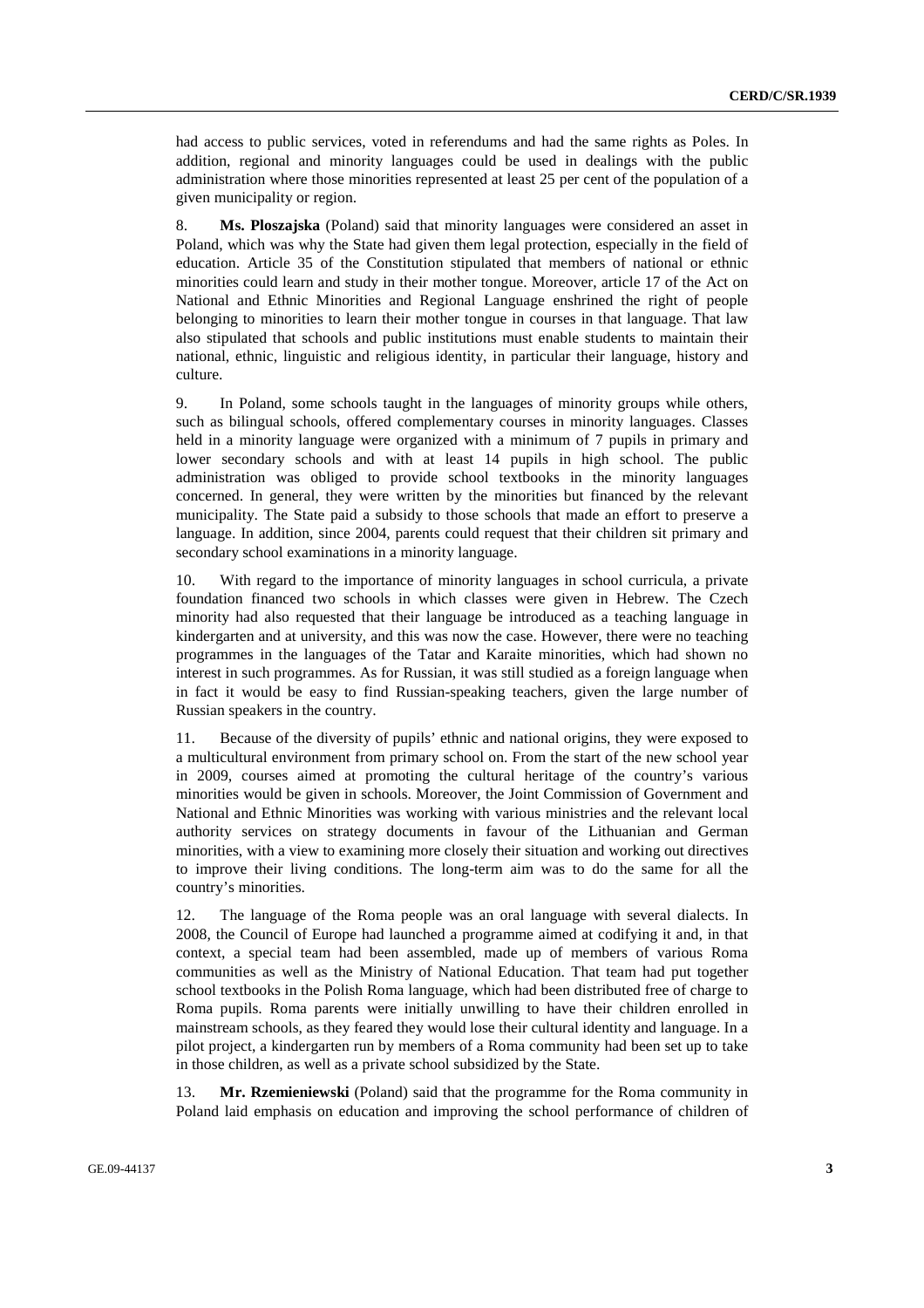had access to public services, voted in referendums and had the same rights as Poles. In addition, regional and minority languages could be used in dealings with the public administration where those minorities represented at least 25 per cent of the population of a given municipality or region.

8. **Ms. Ploszajska** (Poland) said that minority languages were considered an asset in Poland, which was why the State had given them legal protection, especially in the field of education. Article 35 of the Constitution stipulated that members of national or ethnic minorities could learn and study in their mother tongue. Moreover, article 17 of the Act on National and Ethnic Minorities and Regional Language enshrined the right of people belonging to minorities to learn their mother tongue in courses in that language. That law also stipulated that schools and public institutions must enable students to maintain their national, ethnic, linguistic and religious identity, in particular their language, history and culture.

9. In Poland, some schools taught in the languages of minority groups while others, such as bilingual schools, offered complementary courses in minority languages. Classes held in a minority language were organized with a minimum of 7 pupils in primary and lower secondary schools and with at least 14 pupils in high school. The public administration was obliged to provide school textbooks in the minority languages concerned. In general, they were written by the minorities but financed by the relevant municipality. The State paid a subsidy to those schools that made an effort to preserve a language. In addition, since 2004, parents could request that their children sit primary and secondary school examinations in a minority language.

10. With regard to the importance of minority languages in school curricula, a private foundation financed two schools in which classes were given in Hebrew. The Czech minority had also requested that their language be introduced as a teaching language in kindergarten and at university, and this was now the case. However, there were no teaching programmes in the languages of the Tatar and Karaite minorities, which had shown no interest in such programmes. As for Russian, it was still studied as a foreign language when in fact it would be easy to find Russian-speaking teachers, given the large number of Russian speakers in the country.

11. Because of the diversity of pupils' ethnic and national origins, they were exposed to a multicultural environment from primary school on. From the start of the new school year in 2009, courses aimed at promoting the cultural heritage of the country's various minorities would be given in schools. Moreover, the Joint Commission of Government and National and Ethnic Minorities was working with various ministries and the relevant local authority services on strategy documents in favour of the Lithuanian and German minorities, with a view to examining more closely their situation and working out directives to improve their living conditions. The long-term aim was to do the same for all the country's minorities.

12. The language of the Roma people was an oral language with several dialects. In 2008, the Council of Europe had launched a programme aimed at codifying it and, in that context, a special team had been assembled, made up of members of various Roma communities as well as the Ministry of National Education. That team had put together school textbooks in the Polish Roma language, which had been distributed free of charge to Roma pupils. Roma parents were initially unwilling to have their children enrolled in mainstream schools, as they feared they would lose their cultural identity and language. In a pilot project, a kindergarten run by members of a Roma community had been set up to take in those children, as well as a private school subsidized by the State.

13. **Mr. Rzemieniewski** (Poland) said that the programme for the Roma community in Poland laid emphasis on education and improving the school performance of children of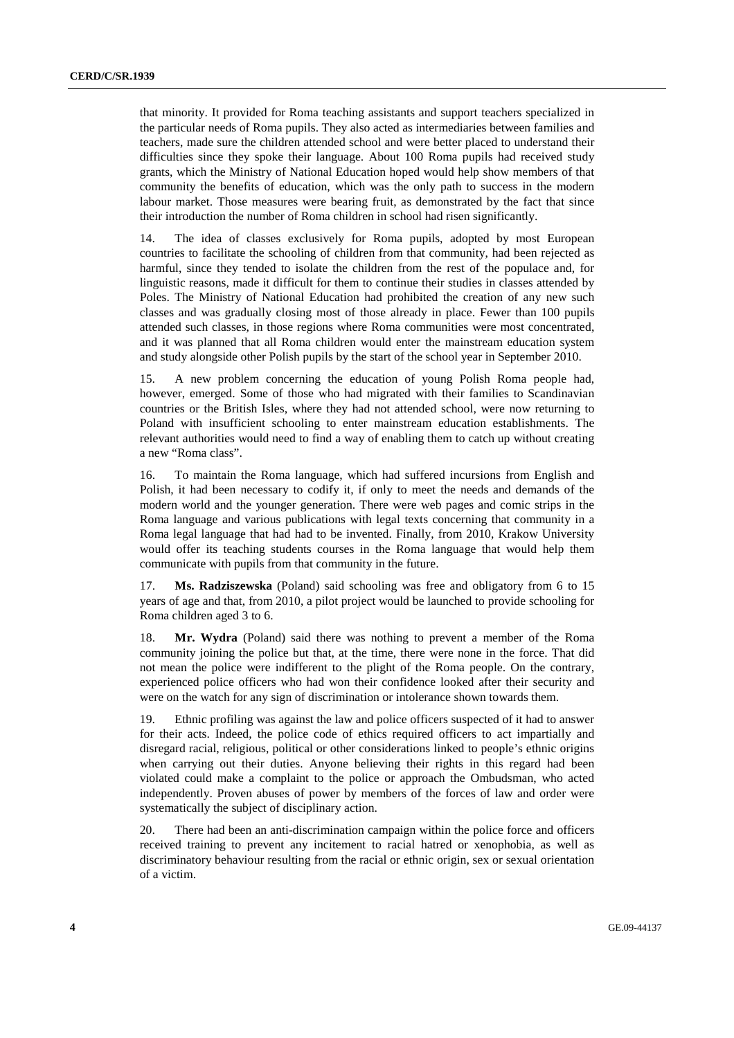that minority. It provided for Roma teaching assistants and support teachers specialized in the particular needs of Roma pupils. They also acted as intermediaries between families and teachers, made sure the children attended school and were better placed to understand their difficulties since they spoke their language. About 100 Roma pupils had received study grants, which the Ministry of National Education hoped would help show members of that community the benefits of education, which was the only path to success in the modern labour market. Those measures were bearing fruit, as demonstrated by the fact that since their introduction the number of Roma children in school had risen significantly.

14. The idea of classes exclusively for Roma pupils, adopted by most European countries to facilitate the schooling of children from that community, had been rejected as harmful, since they tended to isolate the children from the rest of the populace and, for linguistic reasons, made it difficult for them to continue their studies in classes attended by Poles. The Ministry of National Education had prohibited the creation of any new such classes and was gradually closing most of those already in place. Fewer than 100 pupils attended such classes, in those regions where Roma communities were most concentrated, and it was planned that all Roma children would enter the mainstream education system and study alongside other Polish pupils by the start of the school year in September 2010.

15. A new problem concerning the education of young Polish Roma people had, however, emerged. Some of those who had migrated with their families to Scandinavian countries or the British Isles, where they had not attended school, were now returning to Poland with insufficient schooling to enter mainstream education establishments. The relevant authorities would need to find a way of enabling them to catch up without creating a new "Roma class".

16. To maintain the Roma language, which had suffered incursions from English and Polish, it had been necessary to codify it, if only to meet the needs and demands of the modern world and the younger generation. There were web pages and comic strips in the Roma language and various publications with legal texts concerning that community in a Roma legal language that had had to be invented. Finally, from 2010, Krakow University would offer its teaching students courses in the Roma language that would help them communicate with pupils from that community in the future.

17. **Ms. Radziszewska** (Poland) said schooling was free and obligatory from 6 to 15 years of age and that, from 2010, a pilot project would be launched to provide schooling for Roma children aged 3 to 6.

18. **Mr. Wydra** (Poland) said there was nothing to prevent a member of the Roma community joining the police but that, at the time, there were none in the force. That did not mean the police were indifferent to the plight of the Roma people. On the contrary, experienced police officers who had won their confidence looked after their security and were on the watch for any sign of discrimination or intolerance shown towards them.

19. Ethnic profiling was against the law and police officers suspected of it had to answer for their acts. Indeed, the police code of ethics required officers to act impartially and disregard racial, religious, political or other considerations linked to people's ethnic origins when carrying out their duties. Anyone believing their rights in this regard had been violated could make a complaint to the police or approach the Ombudsman, who acted independently. Proven abuses of power by members of the forces of law and order were systematically the subject of disciplinary action.

20. There had been an anti-discrimination campaign within the police force and officers received training to prevent any incitement to racial hatred or xenophobia, as well as discriminatory behaviour resulting from the racial or ethnic origin, sex or sexual orientation of a victim.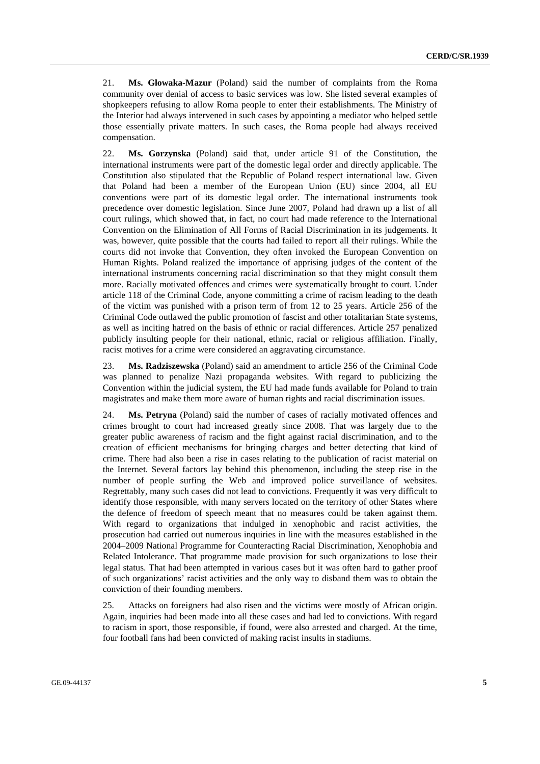21. **Ms. Glowaka-Mazur** (Poland) said the number of complaints from the Roma community over denial of access to basic services was low. She listed several examples of shopkeepers refusing to allow Roma people to enter their establishments. The Ministry of the Interior had always intervened in such cases by appointing a mediator who helped settle those essentially private matters. In such cases, the Roma people had always received compensation.

22. **Ms. Gorzynska** (Poland) said that, under article 91 of the Constitution, the international instruments were part of the domestic legal order and directly applicable. The Constitution also stipulated that the Republic of Poland respect international law. Given that Poland had been a member of the European Union (EU) since 2004, all EU conventions were part of its domestic legal order. The international instruments took precedence over domestic legislation. Since June 2007, Poland had drawn up a list of all court rulings, which showed that, in fact, no court had made reference to the International Convention on the Elimination of All Forms of Racial Discrimination in its judgements. It was, however, quite possible that the courts had failed to report all their rulings. While the courts did not invoke that Convention, they often invoked the European Convention on Human Rights. Poland realized the importance of apprising judges of the content of the international instruments concerning racial discrimination so that they might consult them more. Racially motivated offences and crimes were systematically brought to court. Under article 118 of the Criminal Code, anyone committing a crime of racism leading to the death of the victim was punished with a prison term of from 12 to 25 years. Article 256 of the Criminal Code outlawed the public promotion of fascist and other totalitarian State systems, as well as inciting hatred on the basis of ethnic or racial differences. Article 257 penalized publicly insulting people for their national, ethnic, racial or religious affiliation. Finally, racist motives for a crime were considered an aggravating circumstance.

23. **Ms. Radziszewska** (Poland) said an amendment to article 256 of the Criminal Code was planned to penalize Nazi propaganda websites. With regard to publicizing the Convention within the judicial system, the EU had made funds available for Poland to train magistrates and make them more aware of human rights and racial discrimination issues.

24. **Ms. Petryna** (Poland) said the number of cases of racially motivated offences and crimes brought to court had increased greatly since 2008. That was largely due to the greater public awareness of racism and the fight against racial discrimination, and to the creation of efficient mechanisms for bringing charges and better detecting that kind of crime. There had also been a rise in cases relating to the publication of racist material on the Internet. Several factors lay behind this phenomenon, including the steep rise in the number of people surfing the Web and improved police surveillance of websites. Regrettably, many such cases did not lead to convictions. Frequently it was very difficult to identify those responsible, with many servers located on the territory of other States where the defence of freedom of speech meant that no measures could be taken against them. With regard to organizations that indulged in xenophobic and racist activities, the prosecution had carried out numerous inquiries in line with the measures established in the 2004–2009 National Programme for Counteracting Racial Discrimination, Xenophobia and Related Intolerance. That programme made provision for such organizations to lose their legal status. That had been attempted in various cases but it was often hard to gather proof of such organizations' racist activities and the only way to disband them was to obtain the conviction of their founding members.

25. Attacks on foreigners had also risen and the victims were mostly of African origin. Again, inquiries had been made into all these cases and had led to convictions. With regard to racism in sport, those responsible, if found, were also arrested and charged. At the time, four football fans had been convicted of making racist insults in stadiums.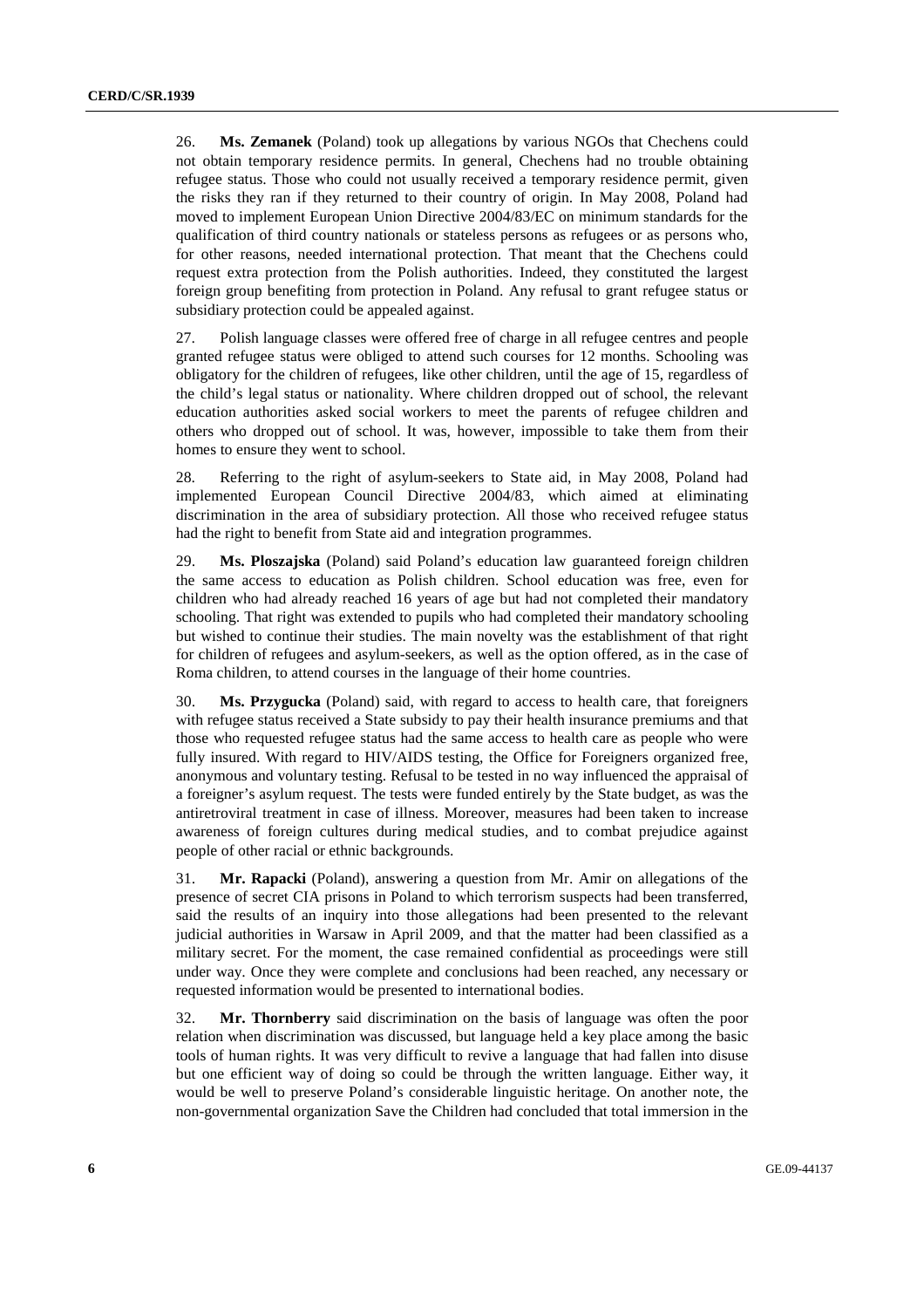26. **Ms. Zemanek** (Poland) took up allegations by various NGOs that Chechens could not obtain temporary residence permits. In general, Chechens had no trouble obtaining refugee status. Those who could not usually received a temporary residence permit, given the risks they ran if they returned to their country of origin. In May 2008, Poland had moved to implement European Union Directive 2004/83/EC on minimum standards for the qualification of third country nationals or stateless persons as refugees or as persons who, for other reasons, needed international protection. That meant that the Chechens could request extra protection from the Polish authorities. Indeed, they constituted the largest foreign group benefiting from protection in Poland. Any refusal to grant refugee status or subsidiary protection could be appealed against.

27. Polish language classes were offered free of charge in all refugee centres and people granted refugee status were obliged to attend such courses for 12 months. Schooling was obligatory for the children of refugees, like other children, until the age of 15, regardless of the child's legal status or nationality. Where children dropped out of school, the relevant education authorities asked social workers to meet the parents of refugee children and others who dropped out of school. It was, however, impossible to take them from their homes to ensure they went to school.

28. Referring to the right of asylum-seekers to State aid, in May 2008, Poland had implemented European Council Directive 2004/83, which aimed at eliminating discrimination in the area of subsidiary protection. All those who received refugee status had the right to benefit from State aid and integration programmes.

29. **Ms. Ploszajska** (Poland) said Poland's education law guaranteed foreign children the same access to education as Polish children. School education was free, even for children who had already reached 16 years of age but had not completed their mandatory schooling. That right was extended to pupils who had completed their mandatory schooling but wished to continue their studies. The main novelty was the establishment of that right for children of refugees and asylum-seekers, as well as the option offered, as in the case of Roma children, to attend courses in the language of their home countries.

30. **Ms. Przygucka** (Poland) said, with regard to access to health care, that foreigners with refugee status received a State subsidy to pay their health insurance premiums and that those who requested refugee status had the same access to health care as people who were fully insured. With regard to HIV/AIDS testing, the Office for Foreigners organized free, anonymous and voluntary testing. Refusal to be tested in no way influenced the appraisal of a foreigner's asylum request. The tests were funded entirely by the State budget, as was the antiretroviral treatment in case of illness. Moreover, measures had been taken to increase awareness of foreign cultures during medical studies, and to combat prejudice against people of other racial or ethnic backgrounds.

31. **Mr. Rapacki** (Poland), answering a question from Mr. Amir on allegations of the presence of secret CIA prisons in Poland to which terrorism suspects had been transferred, said the results of an inquiry into those allegations had been presented to the relevant judicial authorities in Warsaw in April 2009, and that the matter had been classified as a military secret. For the moment, the case remained confidential as proceedings were still under way. Once they were complete and conclusions had been reached, any necessary or requested information would be presented to international bodies.

32. **Mr. Thornberry** said discrimination on the basis of language was often the poor relation when discrimination was discussed, but language held a key place among the basic tools of human rights. It was very difficult to revive a language that had fallen into disuse but one efficient way of doing so could be through the written language. Either way, it would be well to preserve Poland's considerable linguistic heritage. On another note, the non-governmental organization Save the Children had concluded that total immersion in the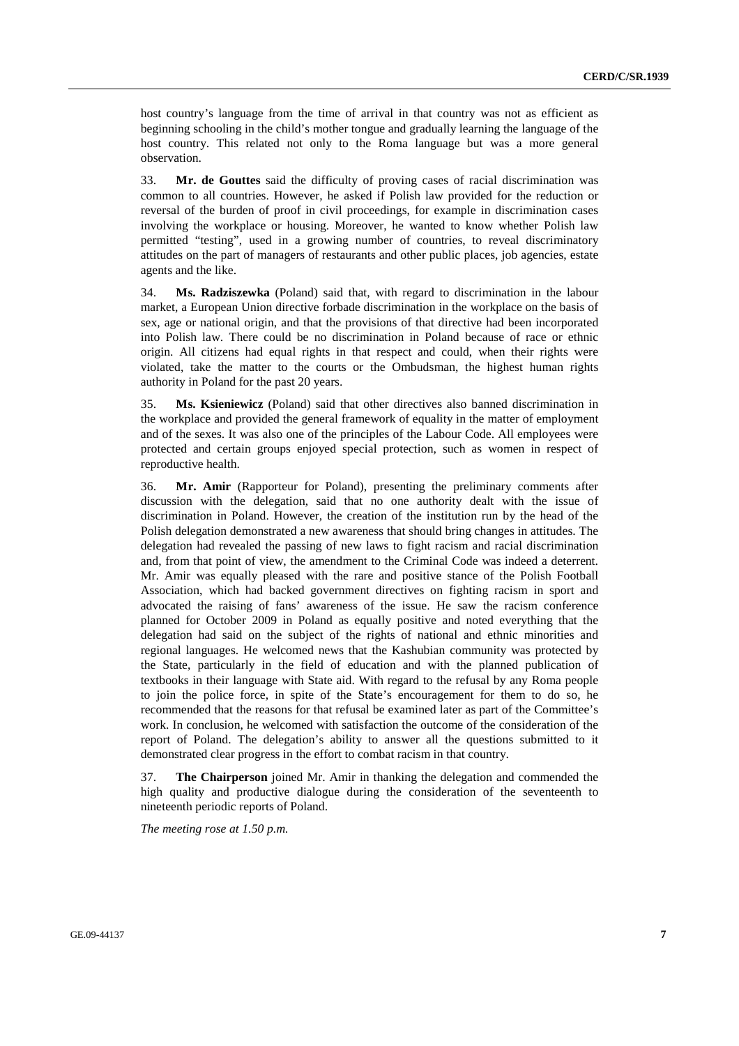host country's language from the time of arrival in that country was not as efficient as beginning schooling in the child's mother tongue and gradually learning the language of the host country. This related not only to the Roma language but was a more general observation.

33. **Mr. de Gouttes** said the difficulty of proving cases of racial discrimination was common to all countries. However, he asked if Polish law provided for the reduction or reversal of the burden of proof in civil proceedings, for example in discrimination cases involving the workplace or housing. Moreover, he wanted to know whether Polish law permitted "testing", used in a growing number of countries, to reveal discriminatory attitudes on the part of managers of restaurants and other public places, job agencies, estate agents and the like.

34. **Ms. Radziszewka** (Poland) said that, with regard to discrimination in the labour market, a European Union directive forbade discrimination in the workplace on the basis of sex, age or national origin, and that the provisions of that directive had been incorporated into Polish law. There could be no discrimination in Poland because of race or ethnic origin. All citizens had equal rights in that respect and could, when their rights were violated, take the matter to the courts or the Ombudsman, the highest human rights authority in Poland for the past 20 years.

35. **Ms. Ksieniewicz** (Poland) said that other directives also banned discrimination in the workplace and provided the general framework of equality in the matter of employment and of the sexes. It was also one of the principles of the Labour Code. All employees were protected and certain groups enjoyed special protection, such as women in respect of reproductive health.

36. **Mr. Amir** (Rapporteur for Poland), presenting the preliminary comments after discussion with the delegation, said that no one authority dealt with the issue of discrimination in Poland. However, the creation of the institution run by the head of the Polish delegation demonstrated a new awareness that should bring changes in attitudes. The delegation had revealed the passing of new laws to fight racism and racial discrimination and, from that point of view, the amendment to the Criminal Code was indeed a deterrent. Mr. Amir was equally pleased with the rare and positive stance of the Polish Football Association, which had backed government directives on fighting racism in sport and advocated the raising of fans' awareness of the issue. He saw the racism conference planned for October 2009 in Poland as equally positive and noted everything that the delegation had said on the subject of the rights of national and ethnic minorities and regional languages. He welcomed news that the Kashubian community was protected by the State, particularly in the field of education and with the planned publication of textbooks in their language with State aid. With regard to the refusal by any Roma people to join the police force, in spite of the State's encouragement for them to do so, he recommended that the reasons for that refusal be examined later as part of the Committee's work. In conclusion, he welcomed with satisfaction the outcome of the consideration of the report of Poland. The delegation's ability to answer all the questions submitted to it demonstrated clear progress in the effort to combat racism in that country.

37. **The Chairperson** joined Mr. Amir in thanking the delegation and commended the high quality and productive dialogue during the consideration of the seventeenth to nineteenth periodic reports of Poland.

*The meeting rose at 1.50 p.m.*